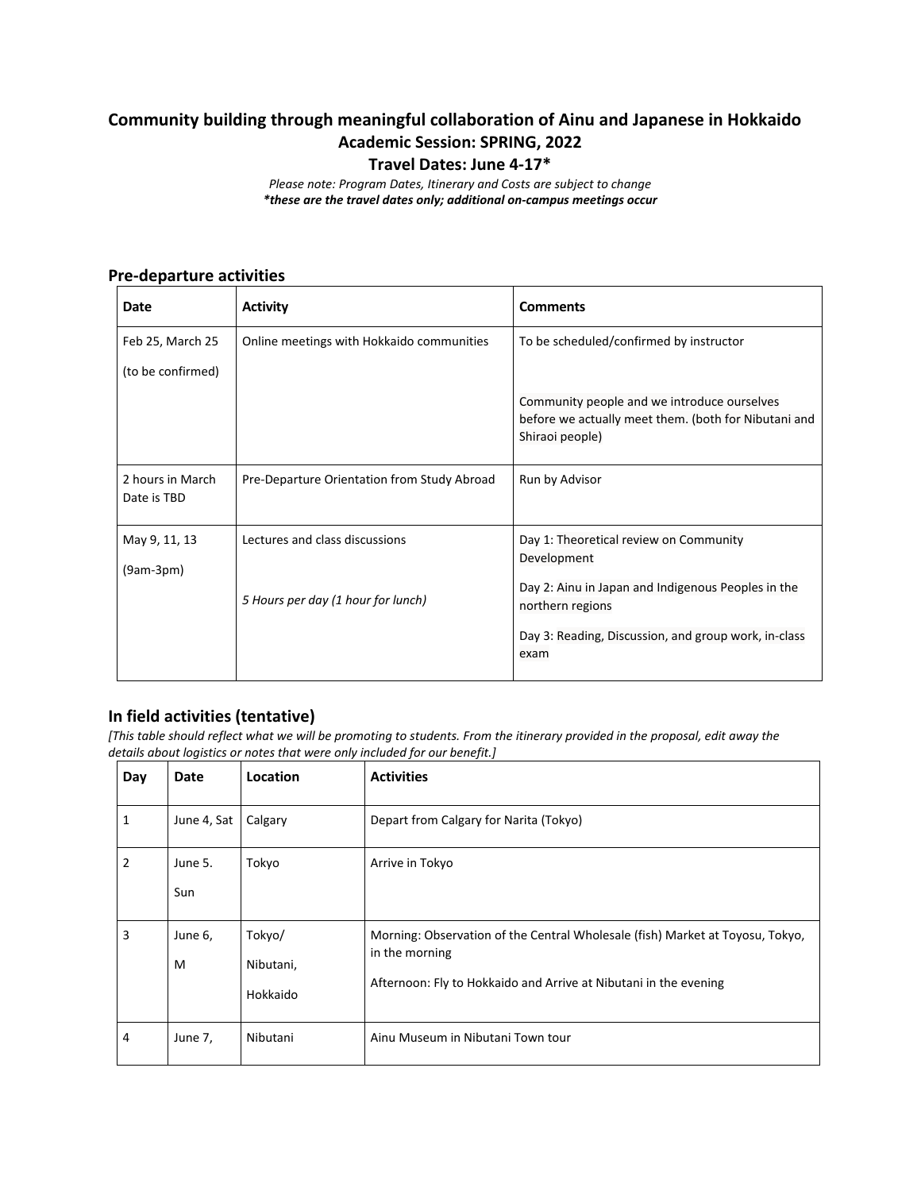# Community building through meaningful collaboration of Ainu and Japanese in Hokkaido
## Academic Session: SPRING, 2022
## Travel Dates: June 4-17*

*Please note: Program Dates, Itinerary and Costs are subject to change*
***these are the travel dates only; additional on-campus meetings occur***

### Pre-departure activities

| Date | Activity | Comments |
|---|---|---|
| Feb 25, March 25 (to be confirmed) | Online meetings with Hokkaido communities | To be scheduled/confirmed by instructor<br><br>Community people and we introduce ourselves before we actually meet them. (both for Nibutani and Shiraoi people) |
| 2 hours in March Date is TBD | Pre-Departure Orientation from Study Abroad | Run by Advisor |
| May 9, 11, 13 (9am-3pm) | Lectures and class discussions<br><br>*5 Hours per day (1 hour for lunch)* | Day 1: Theoretical review on Community Development<br><br>Day 2: Ainu in Japan and Indigenous Peoples in the northern regions<br><br>Day 3: Reading, Discussion, and group work, in-class exam |

### In field activities (tentative)

*[This table should reflect what we will be promoting to students. From the itinerary provided in the proposal, edit away the details about logistics or notes that were only included for our benefit.]*

| Day | Date | Location | Activities |
|---|---|---|---|
| 1 | June 4, Sat | Calgary | Depart from Calgary for Narita (Tokyo) |
| 2 | June 5. Sun | Tokyo | Arrive in Tokyo |
| 3 | June 6, M | Tokyo/ Nibutani, Hokkaido | Morning: Observation of the Central Wholesale (fish) Market at Toyosu, Tokyo, in the morning<br><br>Afternoon: Fly to Hokkaido and Arrive at Nibutani in the evening |
| 4 | June 7, | Nibutani | Ainu Museum in Nibutani Town tour |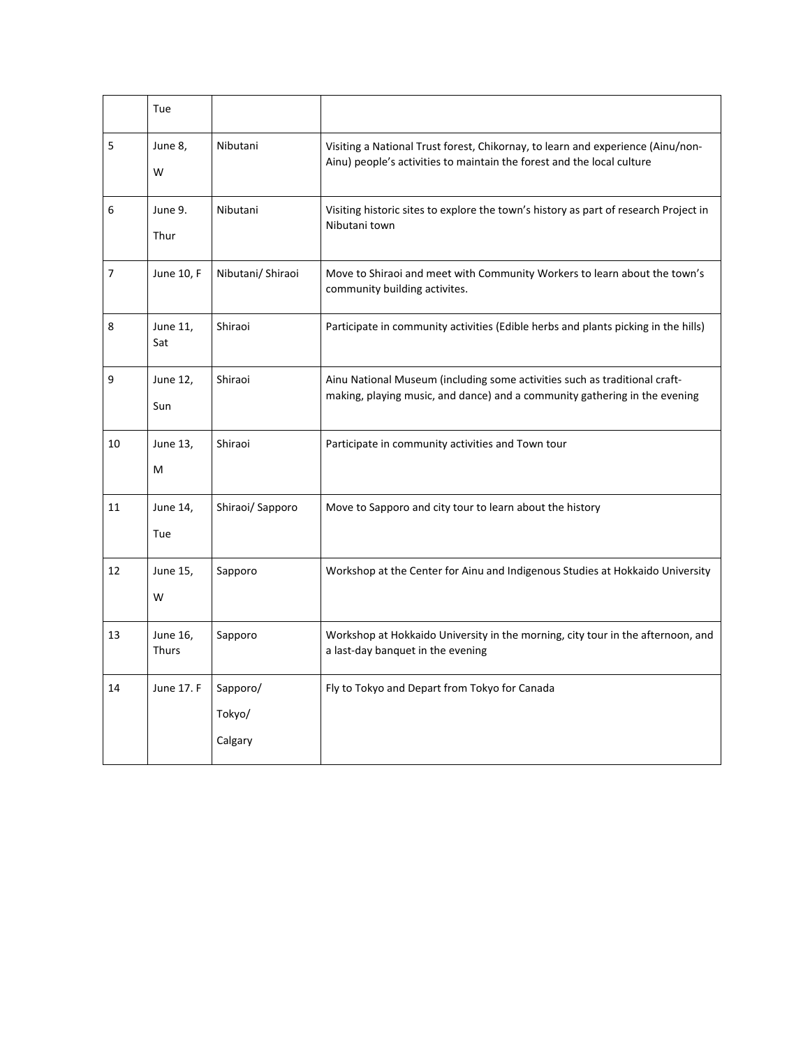| | | | |
|---|---|---|---|
| | Tue | | |
| 5 | June 8, W | Nibutani | Visiting a National Trust forest, Chikornay, to learn and experience (Ainu/non-Ainu) people's activities to maintain the forest and the local culture |
| 6 | June 9. Thur | Nibutani | Visiting historic sites to explore the town's history as part of research Project in Nibutani town |
| 7 | June 10, F | Nibutani/ Shiraoi | Move to Shiraoi and meet with Community Workers to learn about the town's community building activites. |
| 8 | June 11, Sat | Shiraoi | Participate in community activities (Edible herbs and plants picking in the hills) |
| 9 | June 12, Sun | Shiraoi | Ainu National Museum (including some activities such as traditional craft-making, playing music, and dance) and a community gathering in the evening |
| 10 | June 13, M | Shiraoi | Participate in community activities and Town tour |
| 11 | June 14, Tue | Shiraoi/ Sapporo | Move to Sapporo and city tour to learn about the history |
| 12 | June 15, W | Sapporo | Workshop at the Center for Ainu and Indigenous Studies at Hokkaido University |
| 13 | June 16, Thurs | Sapporo | Workshop at Hokkaido University in the morning, city tour in the afternoon, and a last-day banquet in the evening |
| 14 | June 17. F | Sapporo/ Tokyo/ Calgary | Fly to Tokyo and Depart from Tokyo for Canada |